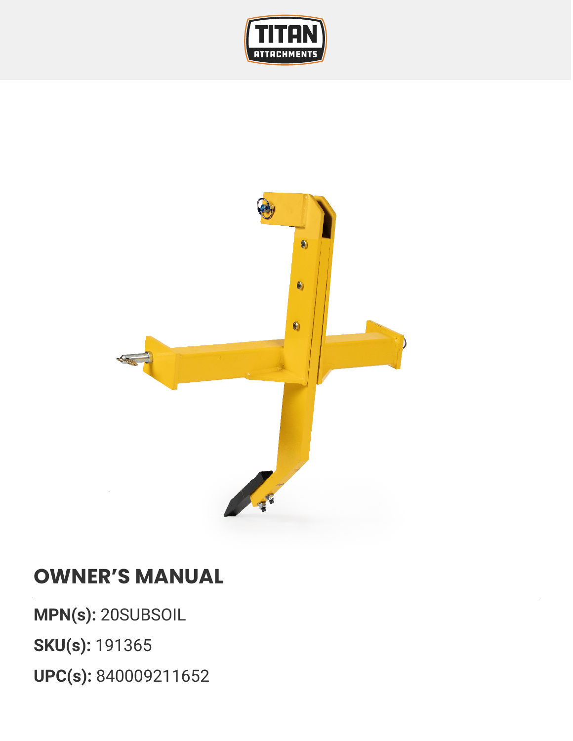# OWNER'S MANUAL

**MPN(s):** 20SUBSOIL

**SKU(s):** 191365

**UPC(s):** 840009211652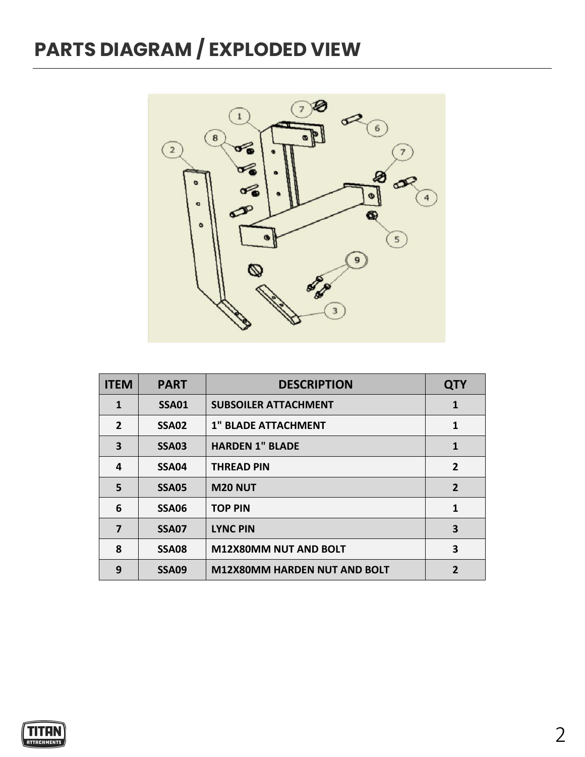# PARTS DIAGRAM / EXPLODED VIEW

| ITEM | PART | DESCRIPTION | QTY |
|---|---|---|---|
| 1 | SSA01 | SUBSOILER ATTACHMENT | 1 |
| 2 | SSA02 | 1" BLADE ATTACHMENT | 1 |
| 3 | SSA03 | HARDEN 1" BLADE | 1 |
| 4 | SSA04 | THREAD PIN | 2 |
| 5 | SSA05 | M20 NUT | 2 |
| 6 | SSA06 | TOP PIN | 1 |
| 7 | SSA07 | LYNC PIN | 3 |
| 8 | SSA08 | M12X80MM NUT AND BOLT | 3 |
| 9 | SSA09 | M12X80MM HARDEN NUT AND BOLT | 2 |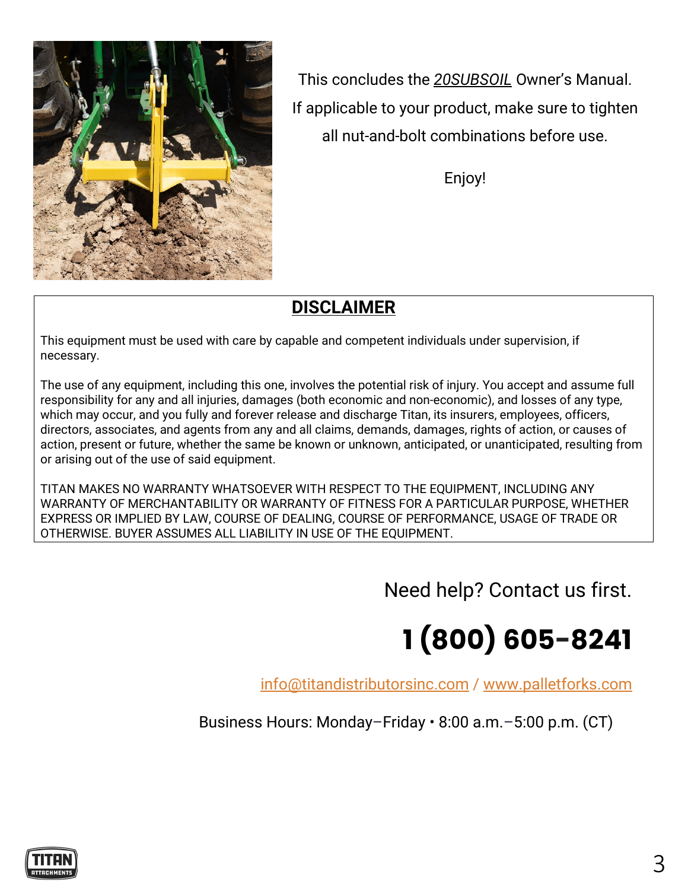This concludes the *20SUBSOIL* Owner's Manual.
If applicable to your product, make sure to tighten all nut-and-bolt combinations before use.

Enjoy!

## DISCLAIMER

This equipment must be used with care by capable and competent individuals under supervision, if necessary.

The use of any equipment, including this one, involves the potential risk of injury. You accept and assume full responsibility for any and all injuries, damages (both economic and non-economic), and losses of any type, which may occur, and you fully and forever release and discharge Titan, its insurers, employees, officers, directors, associates, and agents from any and all claims, demands, damages, rights of action, or causes of action, present or future, whether the same be known or unknown, anticipated, or unanticipated, resulting from or arising out of the use of said equipment.

TITAN MAKES NO WARRANTY WHATSOEVER WITH RESPECT TO THE EQUIPMENT, INCLUDING ANY WARRANTY OF MERCHANTABILITY OR WARRANTY OF FITNESS FOR A PARTICULAR PURPOSE, WHETHER EXPRESS OR IMPLIED BY LAW, COURSE OF DEALING, COURSE OF PERFORMANCE, USAGE OF TRADE OR OTHERWISE. BUYER ASSUMES ALL LIABILITY IN USE OF THE EQUIPMENT.

Need help? Contact us first.

**1 (800) 605-8241**

info@titandistributorsinc.com / www.palletforks.com

Business Hours: Monday–Friday • 8:00 a.m.–5:00 p.m. (CT)